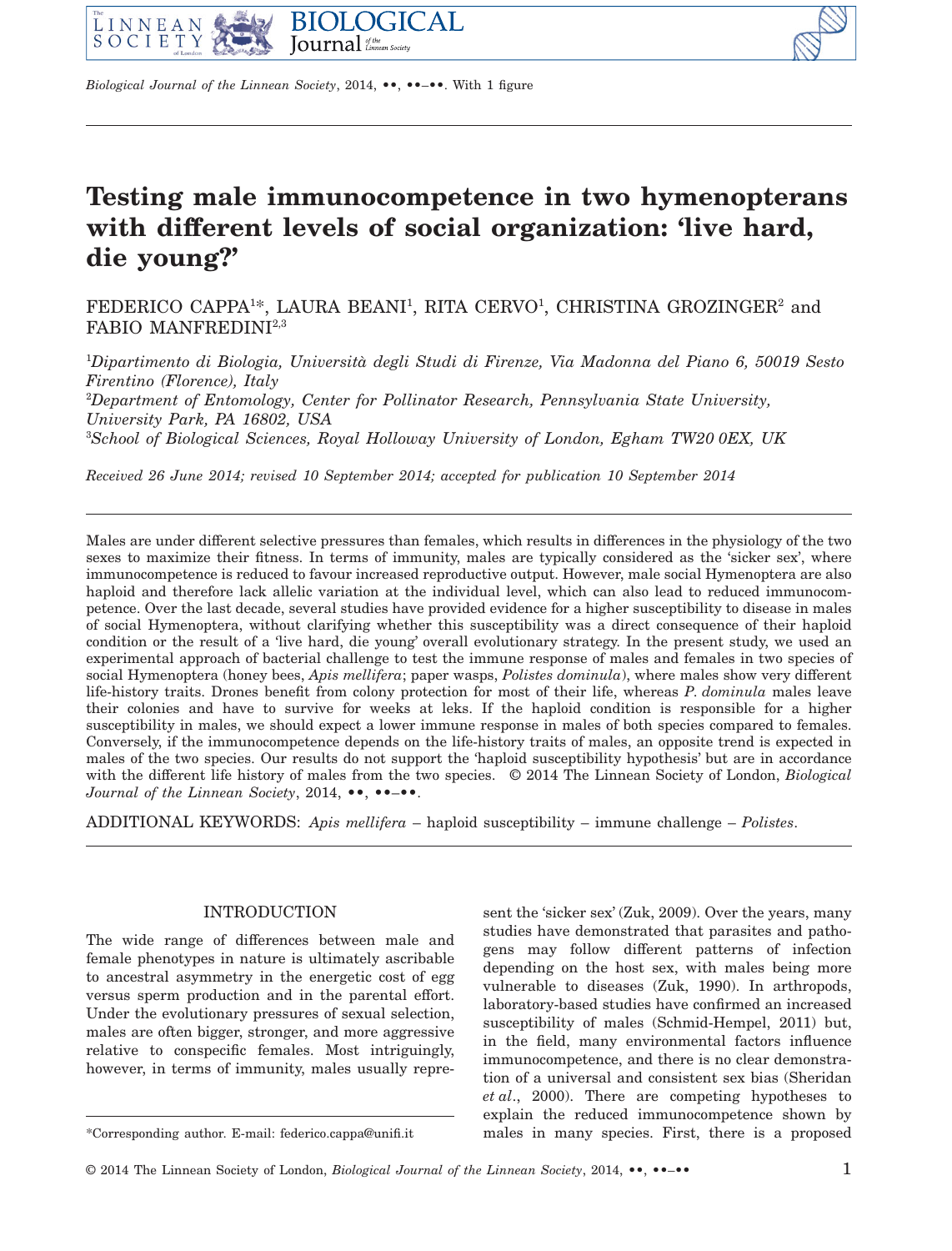# Testing male immunocompetence in two hymenopterans with different levels of social organization: 'live hard, die young?'

FEDERICO CAPPA[1]*, LAURA BEANI[1], RITA CERVO[1], CHRISTINA GROZINGER[2] and FABIO MANFREDINI[2,3]

[1]*Dipartimento di Biologia, Università degli Studi di Firenze, Via Madonna del Piano 6, 50019 Sesto Firentino (Florence), Italy*

[2]*Department of Entomology, Center for Pollinator Research, Pennsylvania State University, University Park, PA 16802, USA*

[3]*School of Biological Sciences, Royal Holloway University of London, Egham TW20 0EX, UK*

*Received 26 June 2014; revised 10 September 2014; accepted for publication 10 September 2014*

Males are under different selective pressures than females, which results in differences in the physiology of the two sexes to maximize their fitness. In terms of immunity, males are typically considered as the 'sicker sex', where immunocompetence is reduced to favour increased reproductive output. However, male social Hymenoptera are also haploid and therefore lack allelic variation at the individual level, which can also lead to reduced immunocompetence. Over the last decade, several studies have provided evidence for a higher susceptibility to disease in males of social Hymenoptera, without clarifying whether this susceptibility was a direct consequence of their haploid condition or the result of a 'live hard, die young' overall evolutionary strategy. In the present study, we used an experimental approach of bacterial challenge to test the immune response of males and females in two species of social Hymenoptera (honey bees, *Apis mellifera*; paper wasps, *Polistes dominula*), where males show very different life-history traits. Drones benefit from colony protection for most of their life, whereas *P. dominula* males leave their colonies and have to survive for weeks at leks. If the haploid condition is responsible for a higher susceptibility in males, we should expect a lower immune response in males of both species compared to females. Conversely, if the immunocompetence depends on the life-history traits of males, an opposite trend is expected in males of the two species. Our results do not support the 'haploid susceptibility hypothesis' but are in accordance with the different life history of males from the two species. © 2014 The Linnean Society of London, *Biological Journal of the Linnean Society*, 2014, ••, ••–••.

ADDITIONAL KEYWORDS: *Apis mellifera* – haploid susceptibility – immune challenge – *Polistes*.

## INTRODUCTION

The wide range of differences between male and female phenotypes in nature is ultimately ascribable to ancestral asymmetry in the energetic cost of egg versus sperm production and in the parental effort. Under the evolutionary pressures of sexual selection, males are often bigger, stronger, and more aggressive relative to conspecific females. Most intriguingly, however, in terms of immunity, males usually represent the 'sicker sex' (Zuk, 2009). Over the years, many studies have demonstrated that parasites and pathogens may follow different patterns of infection depending on the host sex, with males being more vulnerable to diseases (Zuk, 1990). In arthropods, laboratory-based studies have confirmed an increased susceptibility of males (Schmid-Hempel, 2011) but, in the field, many environmental factors influence immunocompetence, and there is no clear demonstration of a universal and consistent sex bias (Sheridan *et al*., 2000). There are competing hypotheses to explain the reduced immunocompetence shown by males in many species. First, there is a proposed

*Corresponding author. E-mail: federico.cappa@unifi.it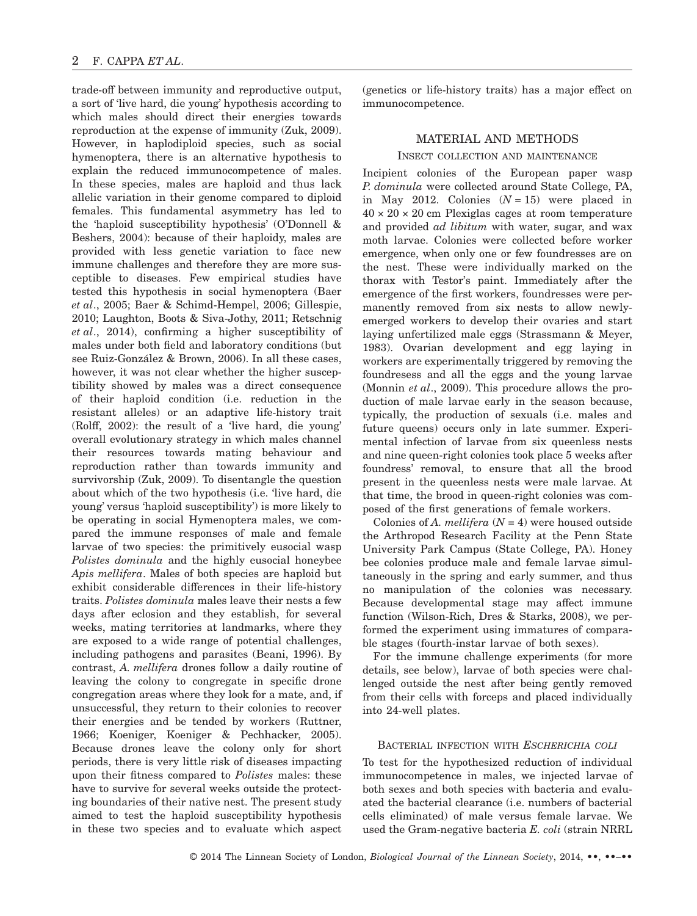trade-off between immunity and reproductive output, a sort of 'live hard, die young' hypothesis according to which males should direct their energies towards reproduction at the expense of immunity (Zuk, 2009). However, in haplodiploid species, such as social hymenoptera, there is an alternative hypothesis to explain the reduced immunocompetence of males. In these species, males are haploid and thus lack allelic variation in their genome compared to diploid females. This fundamental asymmetry has led to the 'haploid susceptibility hypothesis' (O'Donnell & Beshers, 2004): because of their haploidy, males are provided with less genetic variation to face new immune challenges and therefore they are more susceptible to diseases. Few empirical studies have tested this hypothesis in social hymenoptera (Baer *et al*., 2005; Baer & Schimd-Hempel, 2006; Gillespie, 2010; Laughton, Boots & Siva-Jothy, 2011; Retschnig *et al*., 2014), confirming a higher susceptibility of males under both field and laboratory conditions (but see Ruiz-González & Brown, 2006). In all these cases, however, it was not clear whether the higher susceptibility showed by males was a direct consequence of their haploid condition (i.e. reduction in the resistant alleles) or an adaptive life-history trait (Rolff, 2002): the result of a 'live hard, die young' overall evolutionary strategy in which males channel their resources towards mating behaviour and reproduction rather than towards immunity and survivorship (Zuk, 2009). To disentangle the question about which of the two hypothesis (i.e. 'live hard, die young' versus 'haploid susceptibility') is more likely to be operating in social Hymenoptera males, we compared the immune responses of male and female larvae of two species: the primitively eusocial wasp *Polistes dominula* and the highly eusocial honeybee *Apis mellifera*. Males of both species are haploid but exhibit considerable differences in their life-history traits. *Polistes dominula* males leave their nests a few days after eclosion and they establish, for several weeks, mating territories at landmarks, where they are exposed to a wide range of potential challenges, including pathogens and parasites (Beani, 1996). By contrast, *A. mellifera* drones follow a daily routine of leaving the colony to congregate in specific drone congregation areas where they look for a mate, and, if unsuccessful, they return to their colonies to recover their energies and be tended by workers (Ruttner, 1966; Koeniger, Koeniger & Pechhacker, 2005). Because drones leave the colony only for short periods, there is very little risk of diseases impacting upon their fitness compared to *Polistes* males: these have to survive for several weeks outside the protecting boundaries of their native nest. The present study aimed to test the haploid susceptibility hypothesis in these two species and to evaluate which aspect (genetics or life-history traits) has a major effect on immunocompetence.

## MATERIAL AND METHODS

### Insect collection and maintenance

Incipient colonies of the European paper wasp *P. dominula* were collected around State College, PA, in May 2012. Colonies ($N = 15$) were placed in $40 \times 20 \times 20$ cm Plexiglas cages at room temperature and provided *ad libitum* with water, sugar, and wax moth larvae. Colonies were collected before worker emergence, when only one or few foundresses are on the nest. These were individually marked on the thorax with Testor's paint. Immediately after the emergence of the first workers, foundresses were permanently removed from six nests to allow newly-emerged workers to develop their ovaries and start laying unfertilized male eggs (Strassmann & Meyer, 1983). Ovarian development and egg laying in workers are experimentally triggered by removing the foundresess and all the eggs and the young larvae (Monnin *et al*., 2009). This procedure allows the production of male larvae early in the season because, typically, the production of sexuals (i.e. males and future queens) occurs only in late summer. Experimental infection of larvae from six queenless nests and nine queen-right colonies took place 5 weeks after foundress' removal, to ensure that all the brood present in the queenless nests were male larvae. At that time, the brood in queen-right colonies was composed of the first generations of female workers.

Colonies of *A. mellifera* ($N = 4$) were housed outside the Arthropod Research Facility at the Penn State University Park Campus (State College, PA). Honey bee colonies produce male and female larvae simultaneously in the spring and early summer, and thus no manipulation of the colonies was necessary. Because developmental stage may affect immune function (Wilson-Rich, Dres & Starks, 2008), we performed the experiment using immatures of comparable stages (fourth-instar larvae of both sexes).

For the immune challenge experiments (for more details, see below), larvae of both species were challenged outside the nest after being gently removed from their cells with forceps and placed individually into 24-well plates.

### Bacterial infection with *Escherichia coli*

To test for the hypothesized reduction of individual immunocompetence in males, we injected larvae of both sexes and both species with bacteria and evaluated the bacterial clearance (i.e. numbers of bacterial cells eliminated) of male versus female larvae. We used the Gram-negative bacteria *E. coli* (strain NRRL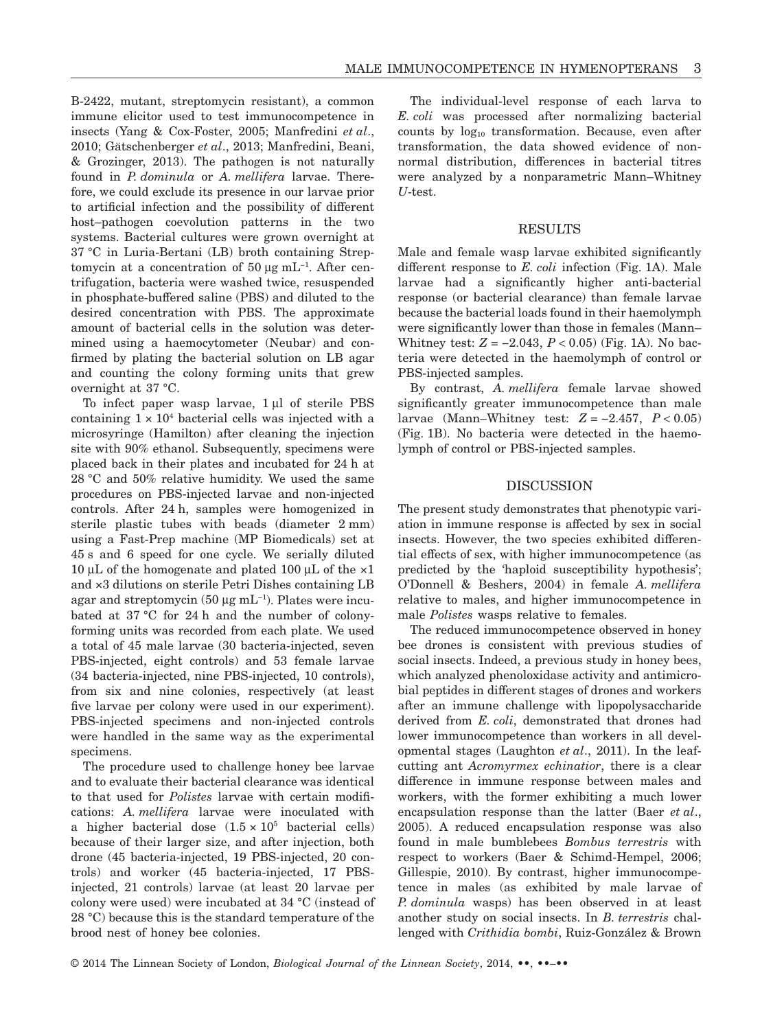B-2422, mutant, streptomycin resistant), a common immune elicitor used to test immunocompetence in insects (Yang & Cox-Foster, 2005; Manfredini *et al*., 2010; Gätschenberger *et al*., 2013; Manfredini, Beani, & Grozinger, 2013). The pathogen is not naturally found in *P. dominula* or *A. mellifera* larvae. Therefore, we could exclude its presence in our larvae prior to artificial infection and the possibility of different host–pathogen coevolution patterns in the two systems. Bacterial cultures were grown overnight at 37 °C in Luria-Bertani (LB) broth containing Streptomycin at a concentration of 50 μg $mL^{-1}$. After centrifugation, bacteria were washed twice, resuspended in phosphate-buffered saline (PBS) and diluted to the desired concentration with PBS. The approximate amount of bacterial cells in the solution was determined using a haemocytometer (Neubar) and confirmed by plating the bacterial solution on LB agar and counting the colony forming units that grew overnight at 37 °C.

To infect paper wasp larvae, 1 μl of sterile PBS containing $1 \times 10^4$ bacterial cells was injected with a microsyringe (Hamilton) after cleaning the injection site with 90% ethanol. Subsequently, specimens were placed back in their plates and incubated for 24 h at 28 °C and 50% relative humidity. We used the same procedures on PBS-injected larvae and non-injected controls. After 24 h, samples were homogenized in sterile plastic tubes with beads (diameter 2 mm) using a Fast-Prep machine (MP Biomedicals) set at 45 s and 6 speed for one cycle. We serially diluted 10 μL of the homogenate and plated 100 μL of the ×1 and ×3 dilutions on sterile Petri Dishes containing LB agar and streptomycin (50 μg $mL^{-1}$). Plates were incubated at 37 °C for 24 h and the number of colony-forming units was recorded from each plate. We used a total of 45 male larvae (30 bacteria-injected, seven PBS-injected, eight controls) and 53 female larvae (34 bacteria-injected, nine PBS-injected, 10 controls), from six and nine colonies, respectively (at least five larvae per colony were used in our experiment). PBS-injected specimens and non-injected controls were handled in the same way as the experimental specimens.

The procedure used to challenge honey bee larvae and to evaluate their bacterial clearance was identical to that used for *Polistes* larvae with certain modifications: *A. mellifera* larvae were inoculated with a higher bacterial dose ($1.5 \times 10^5$ bacterial cells) because of their larger size, and after injection, both drone (45 bacteria-injected, 19 PBS-injected, 20 controls) and worker (45 bacteria-injected, 17 PBS-injected, 21 controls) larvae (at least 20 larvae per colony were used) were incubated at 34 °C (instead of 28 °C) because this is the standard temperature of the brood nest of honey bee colonies.

The individual-level response of each larva to *E. coli* was processed after normalizing bacterial counts by $\log_{10}$ transformation. Because, even after transformation, the data showed evidence of non-normal distribution, differences in bacterial titres were analyzed by a nonparametric Mann–Whitney *U*-test.

## RESULTS

Male and female wasp larvae exhibited significantly different response to *E. coli* infection (Fig. 1A). Male larvae had a significantly higher anti-bacterial response (or bacterial clearance) than female larvae because the bacterial loads found in their haemolymph were significantly lower than those in females (Mann–Whitney test: $Z = -2.043$, $P < 0.05$) (Fig. 1A). No bacteria were detected in the haemolymph of control or PBS-injected samples.

By contrast, *A. mellifera* female larvae showed significantly greater immunocompetence than male larvae (Mann–Whitney test: $Z = -2.457$, $P < 0.05$) (Fig. 1B). No bacteria were detected in the haemolymph of control or PBS-injected samples.

## DISCUSSION

The present study demonstrates that phenotypic variation in immune response is affected by sex in social insects. However, the two species exhibited differential effects of sex, with higher immunocompetence (as predicted by the 'haploid susceptibility hypothesis'; O'Donnell & Beshers, 2004) in female *A. mellifera* relative to males, and higher immunocompetence in male *Polistes* wasps relative to females.

The reduced immunocompetence observed in honey bee drones is consistent with previous studies of social insects. Indeed, a previous study in honey bees, which analyzed phenoloxidase activity and antimicrobial peptides in different stages of drones and workers after an immune challenge with lipopolysaccharide derived from *E. coli*, demonstrated that drones had lower immunocompetence than workers in all developmental stages (Laughton *et al*., 2011). In the leaf-cutting ant *Acromyrmex echinatior*, there is a clear difference in immune response between males and workers, with the former exhibiting a much lower encapsulation response than the latter (Baer *et al*., 2005). A reduced encapsulation response was also found in male bumblebees *Bombus terrestris* with respect to workers (Baer & Schimd-Hempel, 2006; Gillespie, 2010). By contrast, higher immunocompetence in males (as exhibited by male larvae of *P. dominula* wasps) has been observed in at least another study on social insects. In *B. terrestris* challenged with *Crithidia bombi*, Ruiz-González & Brown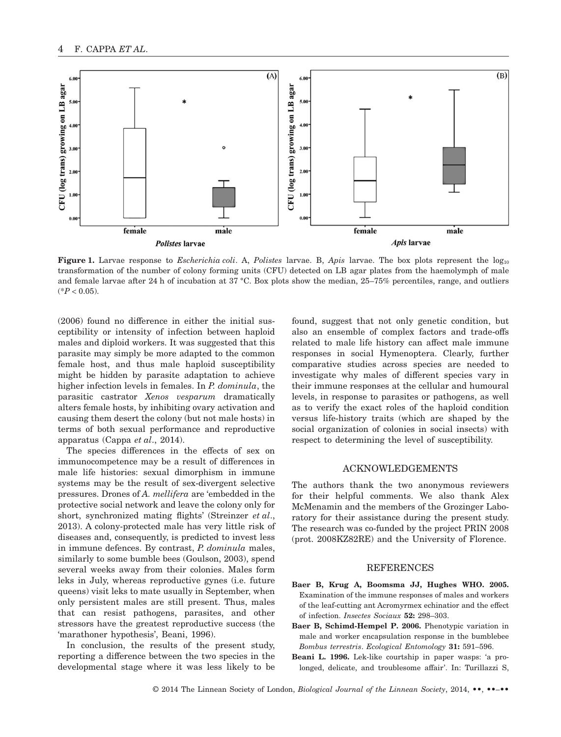(A)

6.00
5.00
4.00
3.00
2.00
1.00
0.00

CFU (log trans) growing on LB agar

*

female
male

*Polistes* larvae

(B)

6.00
5.00
4.00
3.00
2.00
1.00
0.00

CFU (log trans) growing on LB agar

*

female
male

*Apis* larvae

**Figure 1.** Larvae response to *Escherichia coli*. A, *Polistes* larvae. B, *Apis* larvae. The box plots represent the $\log_{10}$ transformation of the number of colony forming units (CFU) detected on LB agar plates from the haemolymph of male and female larvae after 24 h of incubation at 37 °C. Box plots show the median, 25–75% percentiles, range, and outliers (*$P < 0.05$).

(2006) found no difference in either the initial susceptibility or intensity of infection between haploid males and diploid workers. It was suggested that this parasite may simply be more adapted to the common female host, and thus male haploid susceptibility might be hidden by parasite adaptation to achieve higher infection levels in females. In *P. dominula*, the parasitic castrator *Xenos vesparum* dramatically alters female hosts, by inhibiting ovary activation and causing them desert the colony (but not male hosts) in terms of both sexual performance and reproductive apparatus (Cappa *et al*., 2014).

The species differences in the effects of sex on immunocompetence may be a result of differences in male life histories: sexual dimorphism in immune systems may be the result of sex-divergent selective pressures. Drones of *A. mellifera* are 'embedded in the protective social network and leave the colony only for short, synchronized mating flights' (Streinzer *et al*., 2013). A colony-protected male has very little risk of diseases and, consequently, is predicted to invest less in immune defences. By contrast, *P. dominula* males, similarly to some bumble bees (Goulson, 2003), spend several weeks away from their colonies. Males form leks in July, whereas reproductive gynes (i.e. future queens) visit leks to mate usually in September, when only persistent males are still present. Thus, males that can resist pathogens, parasites, and other stressors have the greatest reproductive success (the 'marathoner hypothesis', Beani, 1996).

In conclusion, the results of the present study, reporting a difference between the two species in the developmental stage where it was less likely to be found, suggest that not only genetic condition, but also an ensemble of complex factors and trade-offs related to male life history can affect male immune responses in social Hymenoptera. Clearly, further comparative studies across species are needed to investigate why males of different species vary in their immune responses at the cellular and humoural levels, in response to parasites or pathogens, as well as to verify the exact roles of the haploid condition versus life-history traits (which are shaped by the social organization of colonies in social insects) with respect to determining the level of susceptibility.

## ACKNOWLEDGEMENTS

The authors thank the two anonymous reviewers for their helpful comments. We also thank Alex McMenamin and the members of the Grozinger Laboratory for their assistance during the present study. The research was co-funded by the project PRIN 2008 (prot. 2008KZ82RE) and the University of Florence.

## REFERENCES

**Baer B, Krug A, Boomsma JJ, Hughes WHO. 2005.** Examination of the immune responses of males and workers of the leaf-cutting ant Acromyrmex echinatior and the effect of infection. *Insectes Sociaux* **52:** 298–303.

**Baer B, Schimd-Hempel P. 2006.** Phenotypic variation in male and worker encapsulation response in the bumblebee *Bombus terrestris*. *Ecological Entomology* **31:** 591–596.

**Beani L. 1996.** Lek-like courtship in paper wasps: 'a prolonged, delicate, and troublesome affair'. In: Turillazzi S,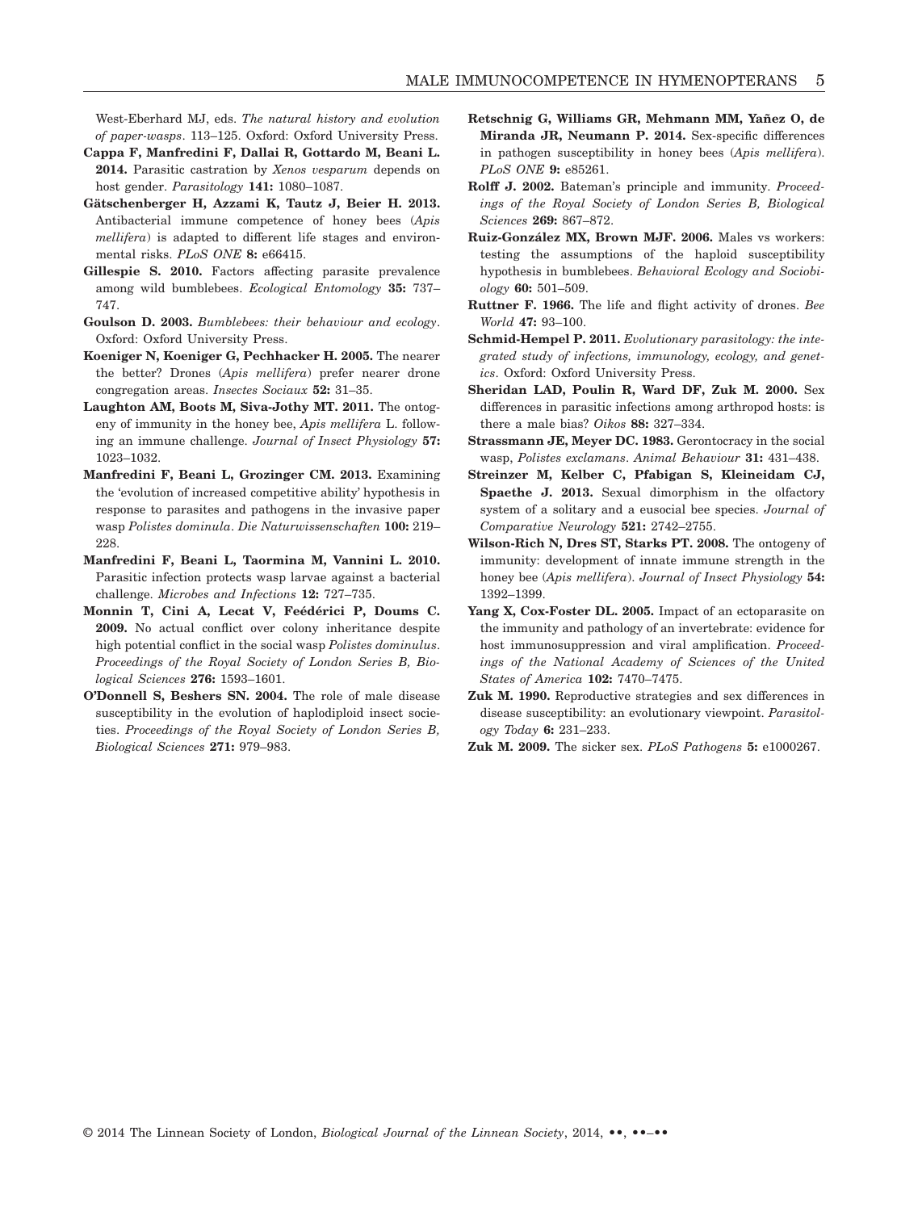West-Eberhard MJ, eds. *The natural history and evolution of paper-wasps*. 113–125. Oxford: Oxford University Press.

**Cappa F, Manfredini F, Dallai R, Gottardo M, Beani L. 2014.** Parasitic castration by *Xenos vesparum* depends on host gender. *Parasitology* **141:** 1080–1087.

**Gätschenberger H, Azzami K, Tautz J, Beier H. 2013.** Antibacterial immune competence of honey bees (*Apis mellifera*) is adapted to different life stages and environmental risks. *PLoS ONE* **8:** e66415.

**Gillespie S. 2010.** Factors affecting parasite prevalence among wild bumblebees. *Ecological Entomology* **35:** 737–747.

**Goulson D. 2003.** *Bumblebees: their behaviour and ecology*. Oxford: Oxford University Press.

**Koeniger N, Koeniger G, Pechhacker H. 2005.** The nearer the better? Drones (*Apis mellifera*) prefer nearer drone congregation areas. *Insectes Sociaux* **52:** 31–35.

**Laughton AM, Boots M, Siva-Jothy MT. 2011.** The ontogeny of immunity in the honey bee, *Apis mellifera* L. following an immune challenge. *Journal of Insect Physiology* **57:** 1023–1032.

**Manfredini F, Beani L, Grozinger CM. 2013.** Examining the 'evolution of increased competitive ability' hypothesis in response to parasites and pathogens in the invasive paper wasp *Polistes dominula*. *Die Naturwissenschaften* **100:** 219–228.

**Manfredini F, Beani L, Taormina M, Vannini L. 2010.** Parasitic infection protects wasp larvae against a bacterial challenge. *Microbes and Infections* **12:** 727–735.

**Monnin T, Cini A, Lecat V, Feédérici P, Doums C. 2009.** No actual conflict over colony inheritance despite high potential conflict in the social wasp *Polistes dominulus*. *Proceedings of the Royal Society of London Series B, Biological Sciences* **276:** 1593–1601.

**O'Donnell S, Beshers SN. 2004.** The role of male disease susceptibility in the evolution of haplodiploid insect societies. *Proceedings of the Royal Society of London Series B, Biological Sciences* **271:** 979–983.

**Retschnig G, Williams GR, Mehmann MM, Yañez O, de Miranda JR, Neumann P. 2014.** Sex-specific differences in pathogen susceptibility in honey bees (*Apis mellifera*). *PLoS ONE* **9:** e85261.

**Rolff J. 2002.** Bateman's principle and immunity. *Proceedings of the Royal Society of London Series B, Biological Sciences* **269:** 867–872.

**Ruiz-González MX, Brown MJF. 2006.** Males vs workers: testing the assumptions of the haploid susceptibility hypothesis in bumblebees. *Behavioral Ecology and Sociobiology* **60:** 501–509.

**Ruttner F. 1966.** The life and flight activity of drones. *Bee World* **47:** 93–100.

**Schmid-Hempel P. 2011.** *Evolutionary parasitology: the integrated study of infections, immunology, ecology, and genetics*. Oxford: Oxford University Press.

**Sheridan LAD, Poulin R, Ward DF, Zuk M. 2000.** Sex differences in parasitic infections among arthropod hosts: is there a male bias? *Oikos* **88:** 327–334.

**Strassmann JE, Meyer DC. 1983.** Gerontocracy in the social wasp, *Polistes exclamans*. *Animal Behaviour* **31:** 431–438.

**Streinzer M, Kelber C, Pfabigan S, Kleineidam CJ, Spaethe J. 2013.** Sexual dimorphism in the olfactory system of a solitary and a eusocial bee species. *Journal of Comparative Neurology* **521:** 2742–2755.

**Wilson-Rich N, Dres ST, Starks PT. 2008.** The ontogeny of immunity: development of innate immune strength in the honey bee (*Apis mellifera*). *Journal of Insect Physiology* **54:** 1392–1399.

**Yang X, Cox-Foster DL. 2005.** Impact of an ectoparasite on the immunity and pathology of an invertebrate: evidence for host immunosuppression and viral amplification. *Proceedings of the National Academy of Sciences of the United States of America* **102:** 7470–7475.

**Zuk M. 1990.** Reproductive strategies and sex differences in disease susceptibility: an evolutionary viewpoint. *Parasitology Today* **6:** 231–233.

**Zuk M. 2009.** The sicker sex. *PLoS Pathogens* **5:** e1000267.